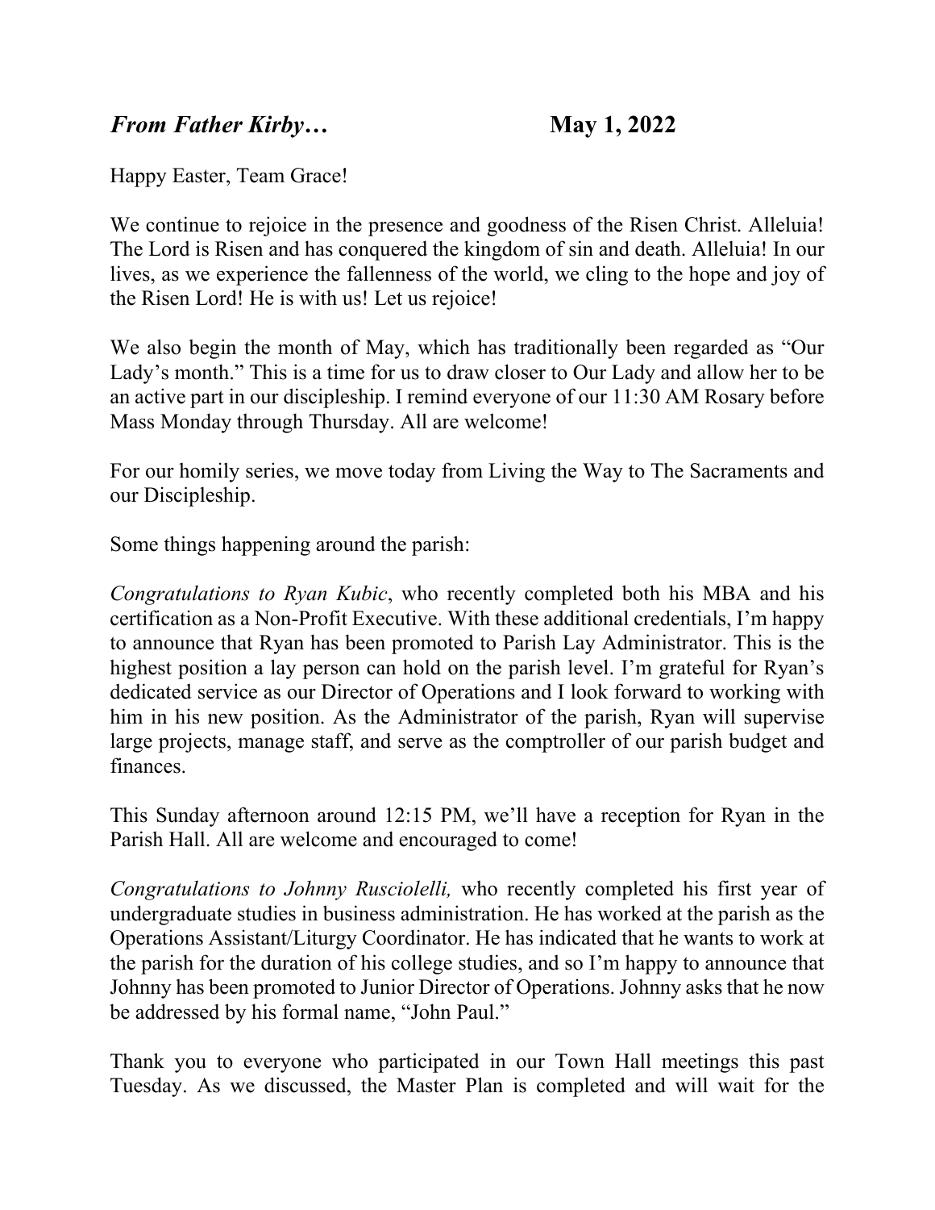***From Father Kirby…*** **May 1, 2022**

Happy Easter, Team Grace!

We continue to rejoice in the presence and goodness of the Risen Christ. Alleluia! The Lord is Risen and has conquered the kingdom of sin and death. Alleluia! In our lives, as we experience the fallenness of the world, we cling to the hope and joy of the Risen Lord! He is with us! Let us rejoice!

We also begin the month of May, which has traditionally been regarded as "Our Lady's month." This is a time for us to draw closer to Our Lady and allow her to be an active part in our discipleship. I remind everyone of our 11:30 AM Rosary before Mass Monday through Thursday. All are welcome!

For our homily series, we move today from Living the Way to The Sacraments and our Discipleship.

Some things happening around the parish:

*Congratulations to Ryan Kubic*, who recently completed both his MBA and his certification as a Non-Profit Executive. With these additional credentials, I'm happy to announce that Ryan has been promoted to Parish Lay Administrator. This is the highest position a lay person can hold on the parish level. I'm grateful for Ryan's dedicated service as our Director of Operations and I look forward to working with him in his new position. As the Administrator of the parish, Ryan will supervise large projects, manage staff, and serve as the comptroller of our parish budget and finances.

This Sunday afternoon around 12:15 PM, we'll have a reception for Ryan in the Parish Hall. All are welcome and encouraged to come!

*Congratulations to Johnny Rusciolelli,* who recently completed his first year of undergraduate studies in business administration. He has worked at the parish as the Operations Assistant/Liturgy Coordinator. He has indicated that he wants to work at the parish for the duration of his college studies, and so I'm happy to announce that Johnny has been promoted to Junior Director of Operations. Johnny asks that he now be addressed by his formal name, "John Paul."

Thank you to everyone who participated in our Town Hall meetings this past Tuesday. As we discussed, the Master Plan is completed and will wait for the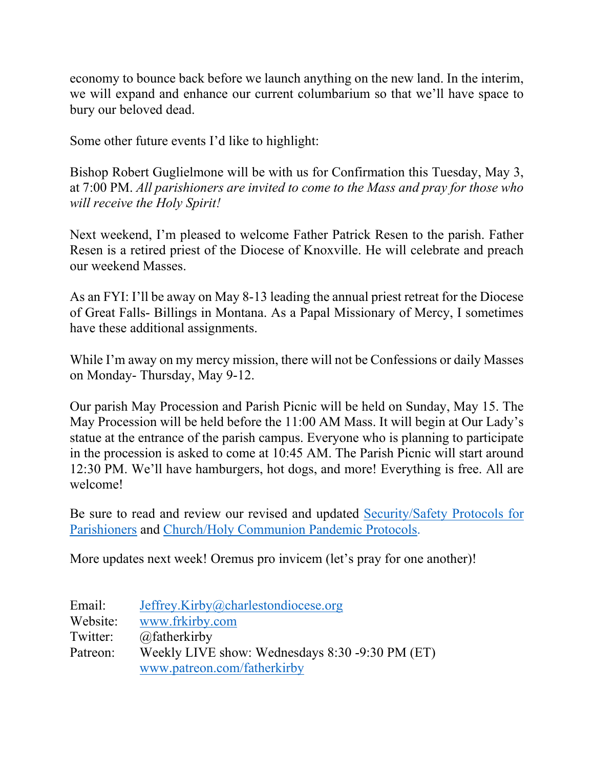economy to bounce back before we launch anything on the new land. In the interim, we will expand and enhance our current columbarium so that we'll have space to bury our beloved dead.

Some other future events I'd like to highlight:

Bishop Robert Guglielmone will be with us for Confirmation this Tuesday, May 3, at 7:00 PM. *All parishioners are invited to come to the Mass and pray for those who will receive the Holy Spirit!*

Next weekend, I'm pleased to welcome Father Patrick Resen to the parish. Father Resen is a retired priest of the Diocese of Knoxville. He will celebrate and preach our weekend Masses.

As an FYI: I'll be away on May 8-13 leading the annual priest retreat for the Diocese of Great Falls- Billings in Montana. As a Papal Missionary of Mercy, I sometimes have these additional assignments.

While I'm away on my mercy mission, there will not be Confessions or daily Masses on Monday- Thursday, May 9-12.

Our parish May Procession and Parish Picnic will be held on Sunday, May 15. The May Procession will be held before the 11:00 AM Mass. It will begin at Our Lady's statue at the entrance of the parish campus. Everyone who is planning to participate in the procession is asked to come at 10:45 AM. The Parish Picnic will start around 12:30 PM. We'll have hamburgers, hot dogs, and more! Everything is free. All are welcome!

Be sure to read and review our revised and updated Security/Safety Protocols for Parishioners and Church/Holy Communion Pandemic Protocols.

More updates next week! Oremus pro invicem (let's pray for one another)!

| | |
|---|---|
| Email: | Jeffrey.Kirby@charlestondiocese.org |
| Website: | www.frkirby.com |
| Twitter: | @fatherkirby |
| Patreon: | Weekly LIVE show: Wednesdays 8:30 -9:30 PM (ET)<br>www.patreon.com/fatherkirby |